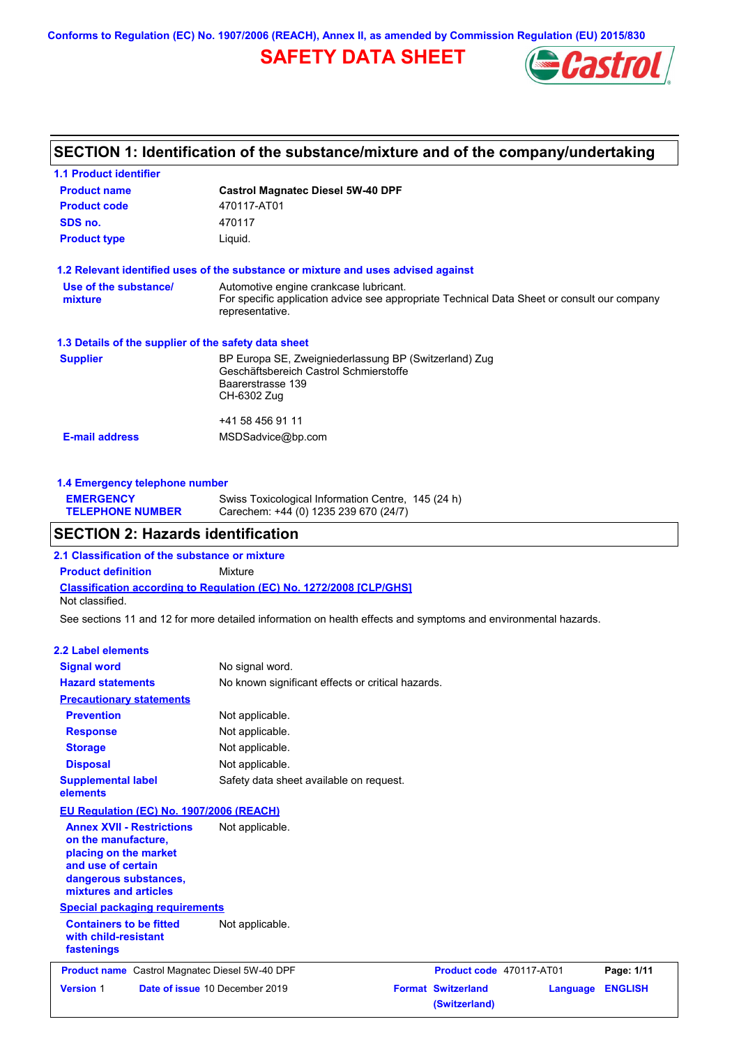Conforms to Regulation (EC) No. 1907/2006 (REACH), Annex II, as amended by Commission Regulation (EU) 2015/830

# SAFETY DATA SHEET

## SECTION 1: Identification of the substance/mixture and of the company/undertaking

### 1.1 Product identifier

| | |
|---|---|
| **Product name** | **Castrol Magnatec Diesel 5W-40 DPF** |
| **Product code** | 470117-AT01 |
| **SDS no.** | 470117 |
| **Product type** | Liquid. |

### 1.2 Relevant identified uses of the substance or mixture and uses advised against

| | |
|---|---|
| **Use of the substance/ mixture** | Automotive engine crankcase lubricant. For specific application advice see appropriate Technical Data Sheet or consult our company representative. |

### 1.3 Details of the supplier of the safety data sheet

| | |
|---|---|
| **Supplier** | BP Europa SE, Zweigniederlassung BP (Switzerland) Zug<br>Geschäftsbereich Castrol Schmierstoffe<br>Baarerstrasse 139<br>CH-6302 Zug<br><br>+41 58 456 91 11 |
| **E-mail address** | MSDSadvice@bp.com |

### 1.4 Emergency telephone number

| | |
|---|---|
| **EMERGENCY TELEPHONE NUMBER** | Swiss Toxicological Information Centre, 145 (24 h)<br>Carechem: +44 (0) 1235 239 670 (24/7) |

## SECTION 2: Hazards identification

### 2.1 Classification of the substance or mixture

**Product definition** Mixture

**Classification according to Regulation (EC) No. 1272/2008 [CLP/GHS]**

Not classified.

See sections 11 and 12 for more detailed information on health effects and symptoms and environmental hazards.

### 2.2 Label elements

| | |
|---|---|
| **Signal word** | No signal word. |
| **Hazard statements** | No known significant effects or critical hazards. |
| **Precautionary statements** | |
| **Prevention** | Not applicable. |
| **Response** | Not applicable. |
| **Storage** | Not applicable. |
| **Disposal** | Not applicable. |
| **Supplemental label elements** | Safety data sheet available on request. |

**EU Regulation (EC) No. 1907/2006 (REACH)**

| | |
|---|---|
| **Annex XVII - Restrictions on the manufacture, placing on the market and use of certain dangerous substances, mixtures and articles** | Not applicable. |

**Special packaging requirements**

| | |
|---|---|
| **Containers to be fitted with child-resistant fastenings** | Not applicable. |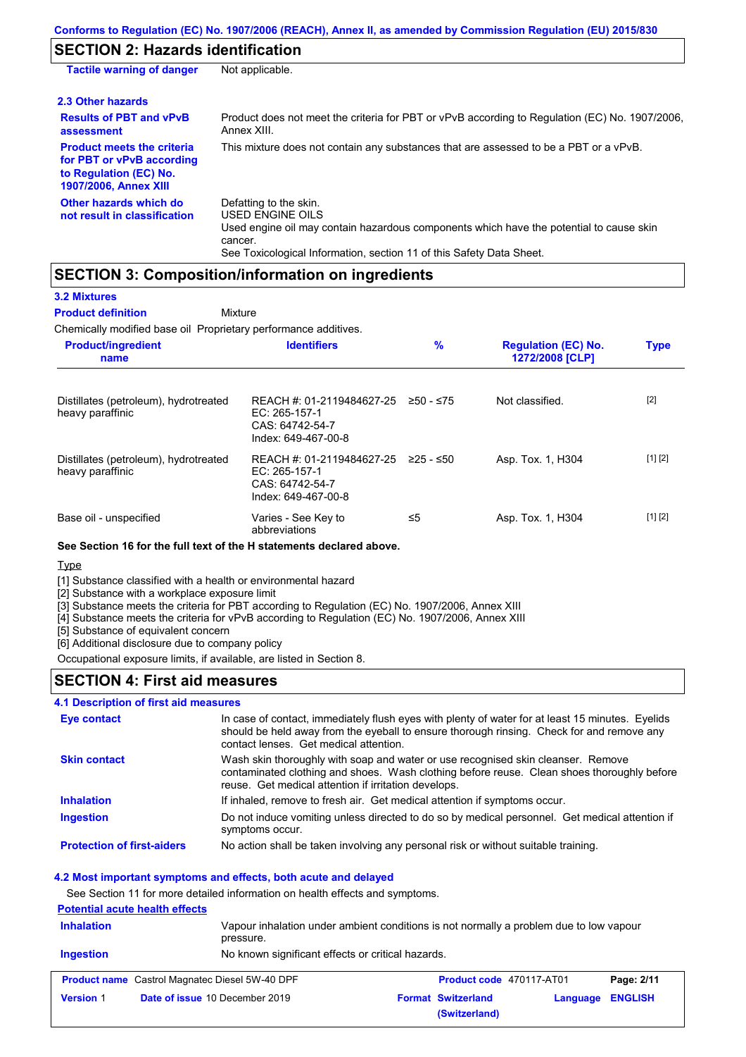## SECTION 2: Hazards identification

| | |
|---|---|
| **Tactile warning of danger** | Not applicable. |

### 2.3 Other hazards

| | |
|---|---|
| **Results of PBT and vPvB assessment** | Product does not meet the criteria for PBT or vPvB according to Regulation (EC) No. 1907/2006, Annex XIII. |
| **Product meets the criteria for PBT or vPvB according to Regulation (EC) No. 1907/2006, Annex XIII** | This mixture does not contain any substances that are assessed to be a PBT or a vPvB. |
| **Other hazards which do not result in classification** | Defatting to the skin.<br>USED ENGINE OILS<br>Used engine oil may contain hazardous components which have the potential to cause skin cancer.<br>See Toxicological Information, section 11 of this Safety Data Sheet. |

## SECTION 3: Composition/information on ingredients

### 3.2 Mixtures

**Product definition** Mixture

Chemically modified base oil Proprietary performance additives.

| Product/ingredient name | Identifiers | % | Regulation (EC) No. 1272/2008 [CLP] | Type |
|---|---|---|---|---|
| Distillates (petroleum), hydrotreated heavy paraffinic | REACH #: 01-2119484627-25<br>EC: 265-157-1<br>CAS: 64742-54-7<br>Index: 649-467-00-8 | ≥50 - ≤75 | Not classified. | [2] |
| Distillates (petroleum), hydrotreated heavy paraffinic | REACH #: 01-2119484627-25<br>EC: 265-157-1<br>CAS: 64742-54-7<br>Index: 649-467-00-8 | ≥25 - ≤50 | Asp. Tox. 1, H304 | [1] [2] |
| Base oil - unspecified | Varies - See Key to abbreviations | ≤5 | Asp. Tox. 1, H304 | [1] [2] |

**See Section 16 for the full text of the H statements declared above.**

Type

[1] Substance classified with a health or environmental hazard
[2] Substance with a workplace exposure limit
[3] Substance meets the criteria for PBT according to Regulation (EC) No. 1907/2006, Annex XIII
[4] Substance meets the criteria for vPvB according to Regulation (EC) No. 1907/2006, Annex XIII
[5] Substance of equivalent concern
[6] Additional disclosure due to company policy

Occupational exposure limits, if available, are listed in Section 8.

## SECTION 4: First aid measures

### 4.1 Description of first aid measures

| | |
|---|---|
| **Eye contact** | In case of contact, immediately flush eyes with plenty of water for at least 15 minutes. Eyelids should be held away from the eyeball to ensure thorough rinsing. Check for and remove any contact lenses. Get medical attention. |
| **Skin contact** | Wash skin thoroughly with soap and water or use recognised skin cleanser. Remove contaminated clothing and shoes. Wash clothing before reuse. Clean shoes thoroughly before reuse. Get medical attention if irritation develops. |
| **Inhalation** | If inhaled, remove to fresh air. Get medical attention if symptoms occur. |
| **Ingestion** | Do not induce vomiting unless directed to do so by medical personnel. Get medical attention if symptoms occur. |
| **Protection of first-aiders** | No action shall be taken involving any personal risk or without suitable training. |

### 4.2 Most important symptoms and effects, both acute and delayed

See Section 11 for more detailed information on health effects and symptoms.

**Potential acute health effects**

| | |
|---|---|
| **Inhalation** | Vapour inhalation under ambient conditions is not normally a problem due to low vapour pressure. |
| **Ingestion** | No known significant effects or critical hazards. |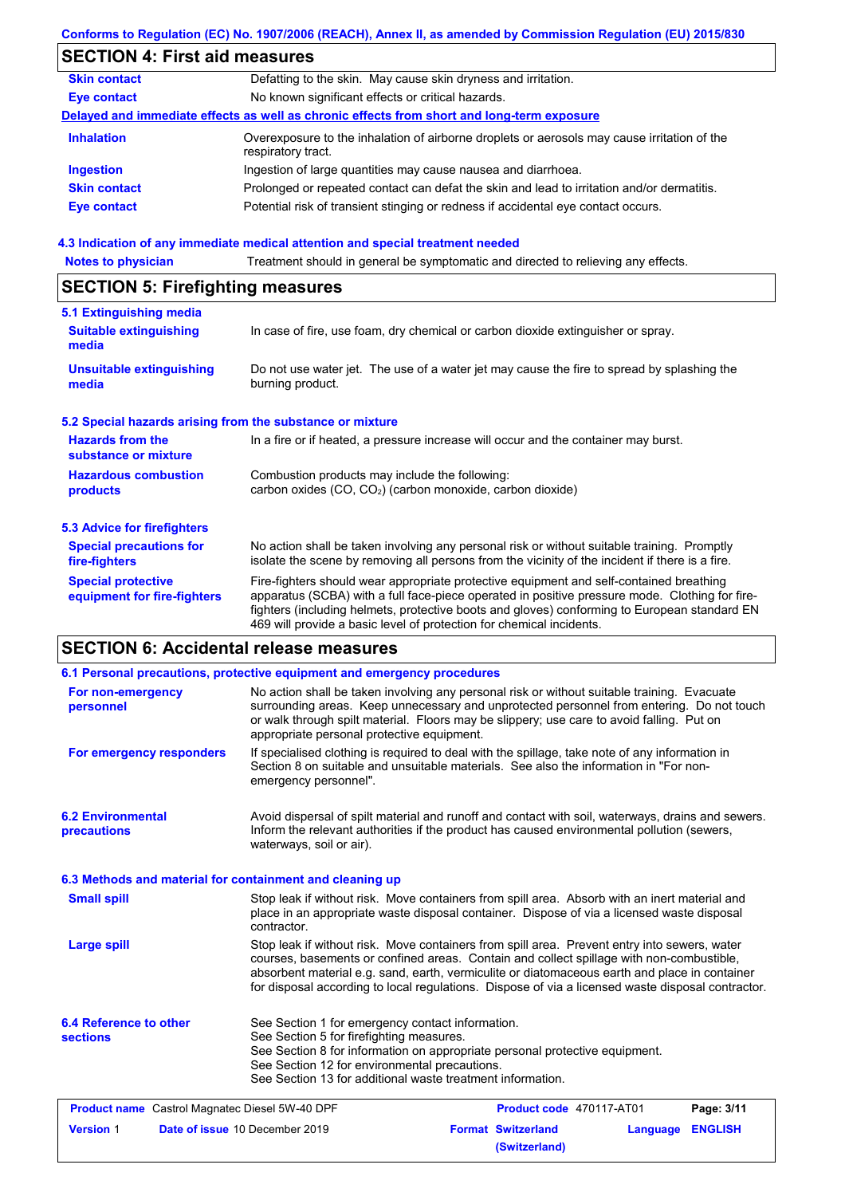## SECTION 4: First aid measures

| | |
|---|---|
| **Skin contact** | Defatting to the skin. May cause skin dryness and irritation. |
| **Eye contact** | No known significant effects or critical hazards. |

**Delayed and immediate effects as well as chronic effects from short and long-term exposure**

| | |
|---|---|
| **Inhalation** | Overexposure to the inhalation of airborne droplets or aerosols may cause irritation of the respiratory tract. |
| **Ingestion** | Ingestion of large quantities may cause nausea and diarrhoea. |
| **Skin contact** | Prolonged or repeated contact can defat the skin and lead to irritation and/or dermatitis. |
| **Eye contact** | Potential risk of transient stinging or redness if accidental eye contact occurs. |

### 4.3 Indication of any immediate medical attention and special treatment needed

| | |
|---|---|
| **Notes to physician** | Treatment should in general be symptomatic and directed to relieving any effects. |

## SECTION 5: Firefighting measures

### 5.1 Extinguishing media

| | |
|---|---|
| **Suitable extinguishing media** | In case of fire, use foam, dry chemical or carbon dioxide extinguisher or spray. |
| **Unsuitable extinguishing media** | Do not use water jet. The use of a water jet may cause the fire to spread by splashing the burning product. |

### 5.2 Special hazards arising from the substance or mixture

| | |
|---|---|
| **Hazards from the substance or mixture** | In a fire or if heated, a pressure increase will occur and the container may burst. |
| **Hazardous combustion products** | Combustion products may include the following: carbon oxides (CO, $CO_2$) (carbon monoxide, carbon dioxide) |

### 5.3 Advice for firefighters

| | |
|---|---|
| **Special precautions for fire-fighters** | No action shall be taken involving any personal risk or without suitable training. Promptly isolate the scene by removing all persons from the vicinity of the incident if there is a fire. |
| **Special protective equipment for fire-fighters** | Fire-fighters should wear appropriate protective equipment and self-contained breathing apparatus (SCBA) with a full face-piece operated in positive pressure mode. Clothing for fire-fighters (including helmets, protective boots and gloves) conforming to European standard EN 469 will provide a basic level of protection for chemical incidents. |

## SECTION 6: Accidental release measures

### 6.1 Personal precautions, protective equipment and emergency procedures

| | |
|---|---|
| **For non-emergency personnel** | No action shall be taken involving any personal risk or without suitable training. Evacuate surrounding areas. Keep unnecessary and unprotected personnel from entering. Do not touch or walk through spilt material. Floors may be slippery; use care to avoid falling. Put on appropriate personal protective equipment. |
| **For emergency responders** | If specialised clothing is required to deal with the spillage, take note of any information in Section 8 on suitable and unsuitable materials. See also the information in "For non-emergency personnel". |

| | |
|---|---|
| **6.2 Environmental precautions** | Avoid dispersal of spilt material and runoff and contact with soil, waterways, drains and sewers. Inform the relevant authorities if the product has caused environmental pollution (sewers, waterways, soil or air). |

### 6.3 Methods and material for containment and cleaning up

| | |
|---|---|
| **Small spill** | Stop leak if without risk. Move containers from spill area. Absorb with an inert material and place in an appropriate waste disposal container. Dispose of via a licensed waste disposal contractor. |
| **Large spill** | Stop leak if without risk. Move containers from spill area. Prevent entry into sewers, water courses, basements or confined areas. Contain and collect spillage with non-combustible, absorbent material e.g. sand, earth, vermiculite or diatomaceous earth and place in container for disposal according to local regulations. Dispose of via a licensed waste disposal contractor. |

| | |
|---|---|
| **6.4 Reference to other sections** | See Section 1 for emergency contact information.<br>See Section 5 for firefighting measures.<br>See Section 8 for information on appropriate personal protective equipment.<br>See Section 12 for environmental precautions.<br>See Section 13 for additional waste treatment information. |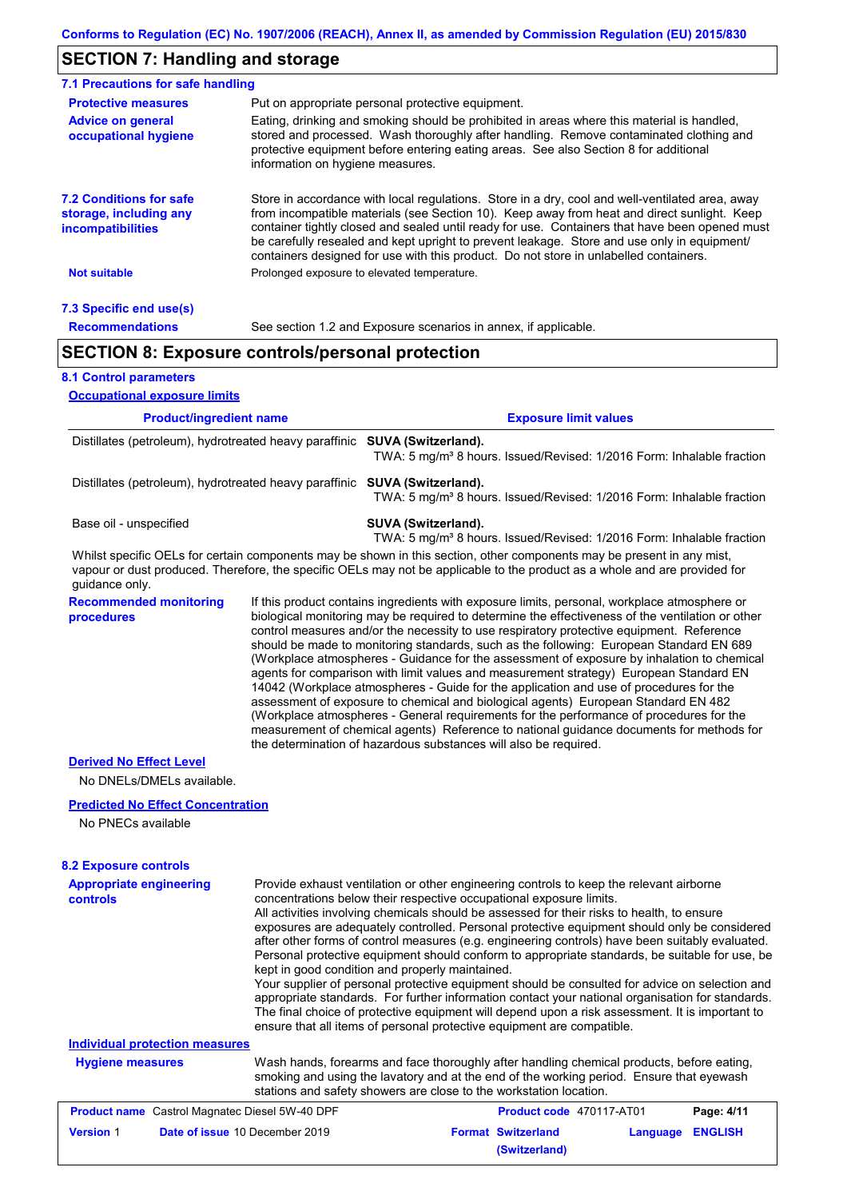## SECTION 7: Handling and storage

### 7.1 Precautions for safe handling

**Protective measures**
Put on appropriate personal protective equipment.

**Advice on general occupational hygiene**
Eating, drinking and smoking should be prohibited in areas where this material is handled, stored and processed. Wash thoroughly after handling. Remove contaminated clothing and protective equipment before entering eating areas. See also Section 8 for additional information on hygiene measures.

### 7.2 Conditions for safe storage, including any incompatibilities

Store in accordance with local regulations. Store in a dry, cool and well-ventilated area, away from incompatible materials (see Section 10). Keep away from heat and direct sunlight. Keep container tightly closed and sealed until ready for use. Containers that have been opened must be carefully resealed and kept upright to prevent leakage. Store and use only in equipment/ containers designed for use with this product. Do not store in unlabelled containers.

**Not suitable**
Prolonged exposure to elevated temperature.

### 7.3 Specific end use(s)

**Recommendations**
See section 1.2 and Exposure scenarios in annex, if applicable.

## SECTION 8: Exposure controls/personal protection

### 8.1 Control parameters

**Occupational exposure limits**

| Product/ingredient name | Exposure limit values |
| --- | --- |
| Distillates (petroleum), hydrotreated heavy paraffinic | **SUVA (Switzerland).** TWA: 5 mg/m³ 8 hours. Issued/Revised: 1/2016 Form: Inhalable fraction |
| Distillates (petroleum), hydrotreated heavy paraffinic | **SUVA (Switzerland).** TWA: 5 mg/m³ 8 hours. Issued/Revised: 1/2016 Form: Inhalable fraction |
| Base oil - unspecified | **SUVA (Switzerland).** TWA: 5 mg/m³ 8 hours. Issued/Revised: 1/2016 Form: Inhalable fraction |

Whilst specific OELs for certain components may be shown in this section, other components may be present in any mist, vapour or dust produced. Therefore, the specific OELs may not be applicable to the product as a whole and are provided for guidance only.

**Recommended monitoring procedures**
If this product contains ingredients with exposure limits, personal, workplace atmosphere or biological monitoring may be required to determine the effectiveness of the ventilation or other control measures and/or the necessity to use respiratory protective equipment. Reference should be made to monitoring standards, such as the following: European Standard EN 689 (Workplace atmospheres - Guidance for the assessment of exposure by inhalation to chemical agents for comparison with limit values and measurement strategy) European Standard EN 14042 (Workplace atmospheres - Guide for the application and use of procedures for the assessment of exposure to chemical and biological agents) European Standard EN 482 (Workplace atmospheres - General requirements for the performance of procedures for the measurement of chemical agents) Reference to national guidance documents for methods for the determination of hazardous substances will also be required.

**Derived No Effect Level**

No DNELs/DMELs available.

**Predicted No Effect Concentration**

No PNECs available

### 8.2 Exposure controls

**Appropriate engineering controls**
Provide exhaust ventilation or other engineering controls to keep the relevant airborne concentrations below their respective occupational exposure limits.
All activities involving chemicals should be assessed for their risks to health, to ensure exposures are adequately controlled. Personal protective equipment should only be considered after other forms of control measures (e.g. engineering controls) have been suitably evaluated. Personal protective equipment should conform to appropriate standards, be suitable for use, be kept in good condition and properly maintained.
Your supplier of personal protective equipment should be consulted for advice on selection and appropriate standards. For further information contact your national organisation for standards.
The final choice of protective equipment will depend upon a risk assessment. It is important to ensure that all items of personal protective equipment are compatible.

**Individual protection measures**

**Hygiene measures**
Wash hands, forearms and face thoroughly after handling chemical products, before eating, smoking and using the lavatory and at the end of the working period. Ensure that eyewash stations and safety showers are close to the workstation location.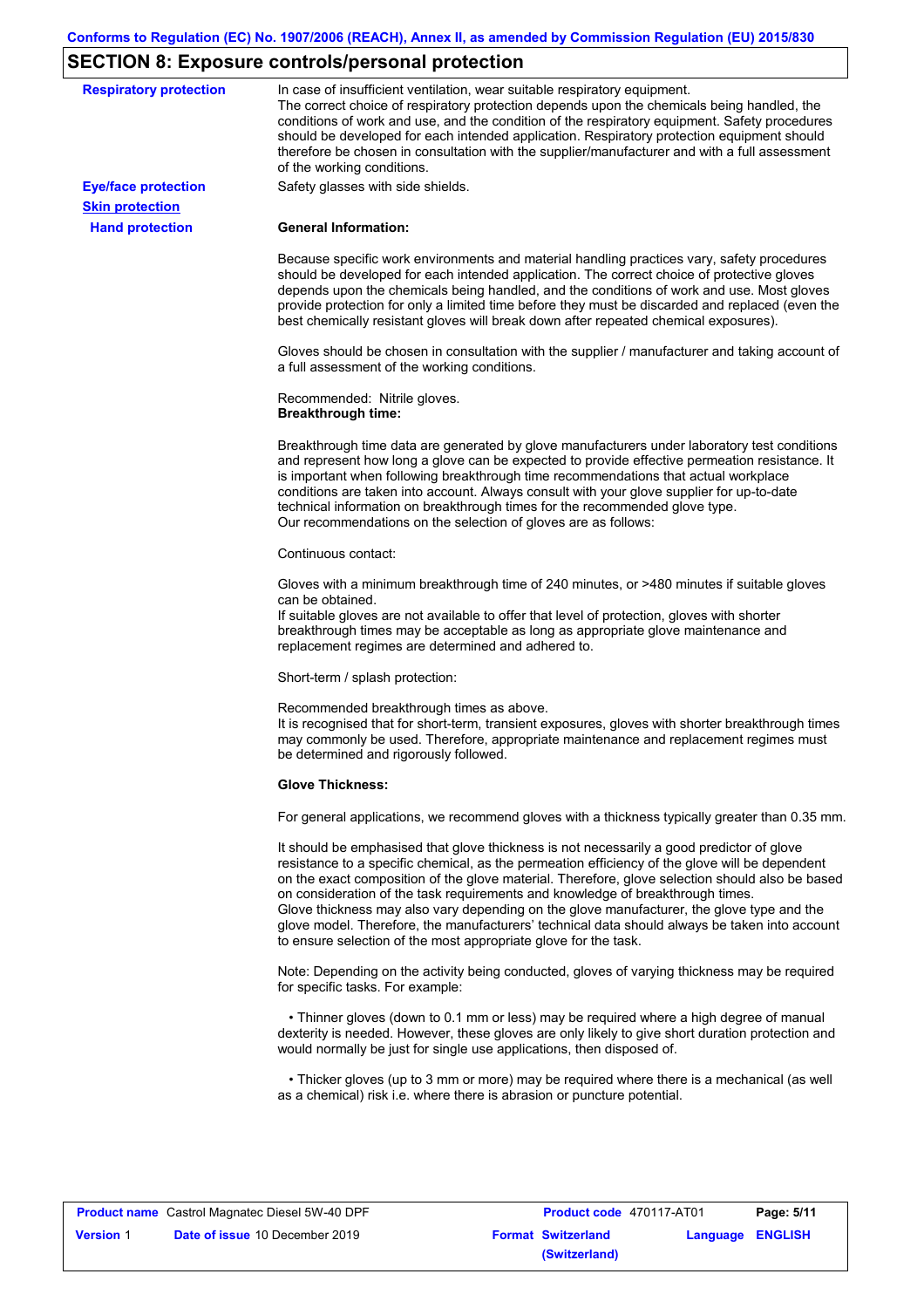## SECTION 8: Exposure controls/personal protection

**Respiratory protection**

In case of insufficient ventilation, wear suitable respiratory equipment.
The correct choice of respiratory protection depends upon the chemicals being handled, the conditions of work and use, and the condition of the respiratory equipment. Safety procedures should be developed for each intended application. Respiratory protection equipment should therefore be chosen in consultation with the supplier/manufacturer and with a full assessment of the working conditions.

**Eye/face protection**

Safety glasses with side shields.

**Skin protection**

**Hand protection**

**General Information:**

Because specific work environments and material handling practices vary, safety procedures should be developed for each intended application. The correct choice of protective gloves depends upon the chemicals being handled, and the conditions of work and use. Most gloves provide protection for only a limited time before they must be discarded and replaced (even the best chemically resistant gloves will break down after repeated chemical exposures).

Gloves should be chosen in consultation with the supplier / manufacturer and taking account of a full assessment of the working conditions.

Recommended: Nitrile gloves.
**Breakthrough time:**

Breakthrough time data are generated by glove manufacturers under laboratory test conditions and represent how long a glove can be expected to provide effective permeation resistance. It is important when following breakthrough time recommendations that actual workplace conditions are taken into account. Always consult with your glove supplier for up-to-date technical information on breakthrough times for the recommended glove type.
Our recommendations on the selection of gloves are as follows:

Continuous contact:

Gloves with a minimum breakthrough time of 240 minutes, or >480 minutes if suitable gloves can be obtained.
If suitable gloves are not available to offer that level of protection, gloves with shorter breakthrough times may be acceptable as long as appropriate glove maintenance and replacement regimes are determined and adhered to.

Short-term / splash protection:

Recommended breakthrough times as above.
It is recognised that for short-term, transient exposures, gloves with shorter breakthrough times may commonly be used. Therefore, appropriate maintenance and replacement regimes must be determined and rigorously followed.

**Glove Thickness:**

For general applications, we recommend gloves with a thickness typically greater than 0.35 mm.

It should be emphasised that glove thickness is not necessarily a good predictor of glove resistance to a specific chemical, as the permeation efficiency of the glove will be dependent on the exact composition of the glove material. Therefore, glove selection should also be based on consideration of the task requirements and knowledge of breakthrough times.
Glove thickness may also vary depending on the glove manufacturer, the glove type and the glove model. Therefore, the manufacturers' technical data should always be taken into account to ensure selection of the most appropriate glove for the task.

Note: Depending on the activity being conducted, gloves of varying thickness may be required for specific tasks. For example:

- Thinner gloves (down to 0.1 mm or less) may be required where a high degree of manual dexterity is needed. However, these gloves are only likely to give short duration protection and would normally be just for single use applications, then disposed of.

- Thicker gloves (up to 3 mm or more) may be required where there is a mechanical (as well as a chemical) risk i.e. where there is abrasion or puncture potential.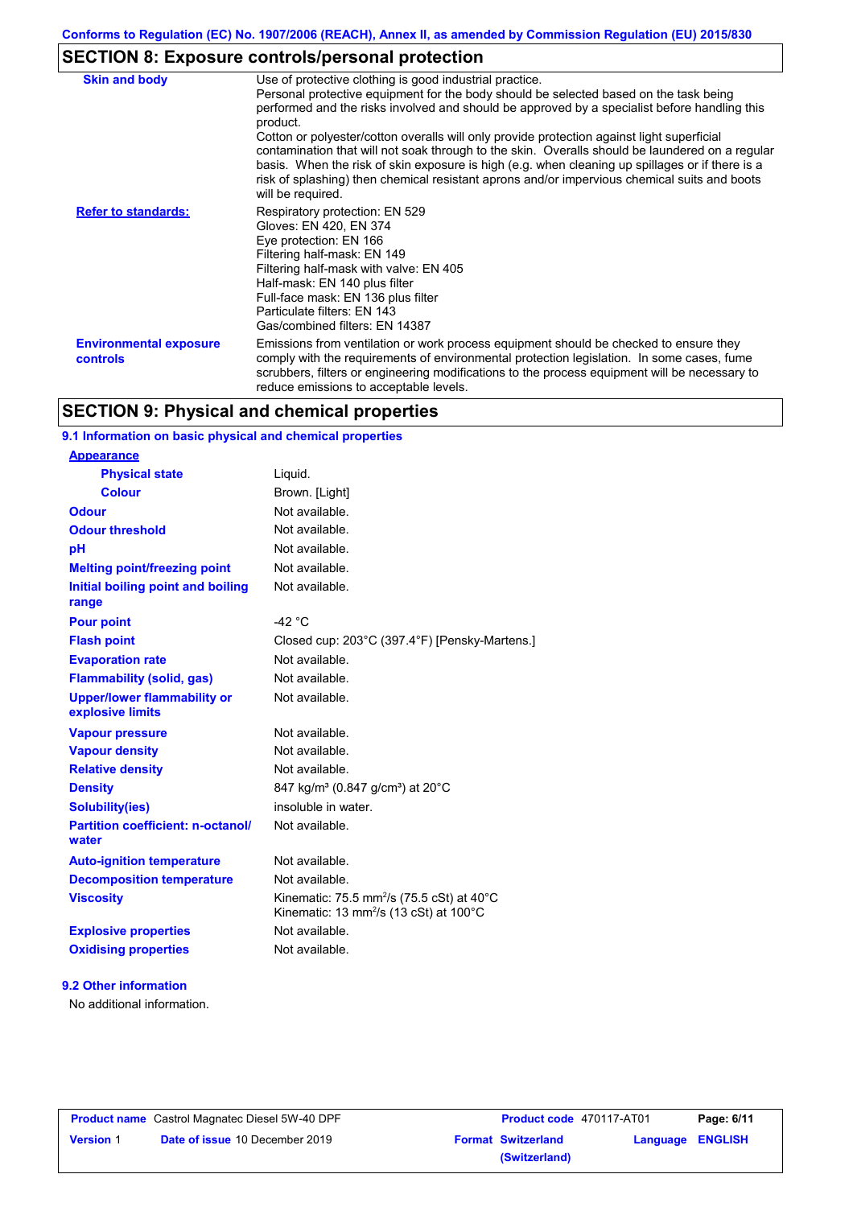## SECTION 8: Exposure controls/personal protection

| | |
|---|---|
| **Skin and body** | Use of protective clothing is good industrial practice. Personal protective equipment for the body should be selected based on the task being performed and the risks involved and should be approved by a specialist before handling this product. Cotton or polyester/cotton overalls will only provide protection against light superficial contamination that will not soak through to the skin. Overalls should be laundered on a regular basis. When the risk of skin exposure is high (e.g. when cleaning up spillages or if there is a risk of splashing) then chemical resistant aprons and/or impervious chemical suits and boots will be required. |
| **Refer to standards:** | Respiratory protection: EN 529<br>Gloves: EN 420, EN 374<br>Eye protection: EN 166<br>Filtering half-mask: EN 149<br>Filtering half-mask with valve: EN 405<br>Half-mask: EN 140 plus filter<br>Full-face mask: EN 136 plus filter<br>Particulate filters: EN 143<br>Gas/combined filters: EN 14387 |
| **Environmental exposure controls** | Emissions from ventilation or work process equipment should be checked to ensure they comply with the requirements of environmental protection legislation. In some cases, fume scrubbers, filters or engineering modifications to the process equipment will be necessary to reduce emissions to acceptable levels. |

## SECTION 9: Physical and chemical properties

### 9.1 Information on basic physical and chemical properties

| | |
|---|---|
| **Appearance** | |
| **Physical state** | Liquid. |
| **Colour** | Brown. [Light] |
| **Odour** | Not available. |
| **Odour threshold** | Not available. |
| **pH** | Not available. |
| **Melting point/freezing point** | Not available. |
| **Initial boiling point and boiling range** | Not available. |
| **Pour point** | -42 °C |
| **Flash point** | Closed cup: 203°C (397.4°F) [Pensky-Martens.] |
| **Evaporation rate** | Not available. |
| **Flammability (solid, gas)** | Not available. |
| **Upper/lower flammability or explosive limits** | Not available. |
| **Vapour pressure** | Not available. |
| **Vapour density** | Not available. |
| **Relative density** | Not available. |
| **Density** | 847 kg/m³ (0.847 g/cm³) at 20°C |
| **Solubility(ies)** | insoluble in water. |
| **Partition coefficient: n-octanol/ water** | Not available. |
| **Auto-ignition temperature** | Not available. |
| **Decomposition temperature** | Not available. |
| **Viscosity** | Kinematic: 75.5 $mm^2/s$ (75.5 cSt) at 40°C<br>Kinematic: 13 $mm^2/s$ (13 cSt) at 100°C |
| **Explosive properties** | Not available. |
| **Oxidising properties** | Not available. |

### 9.2 Other information

No additional information.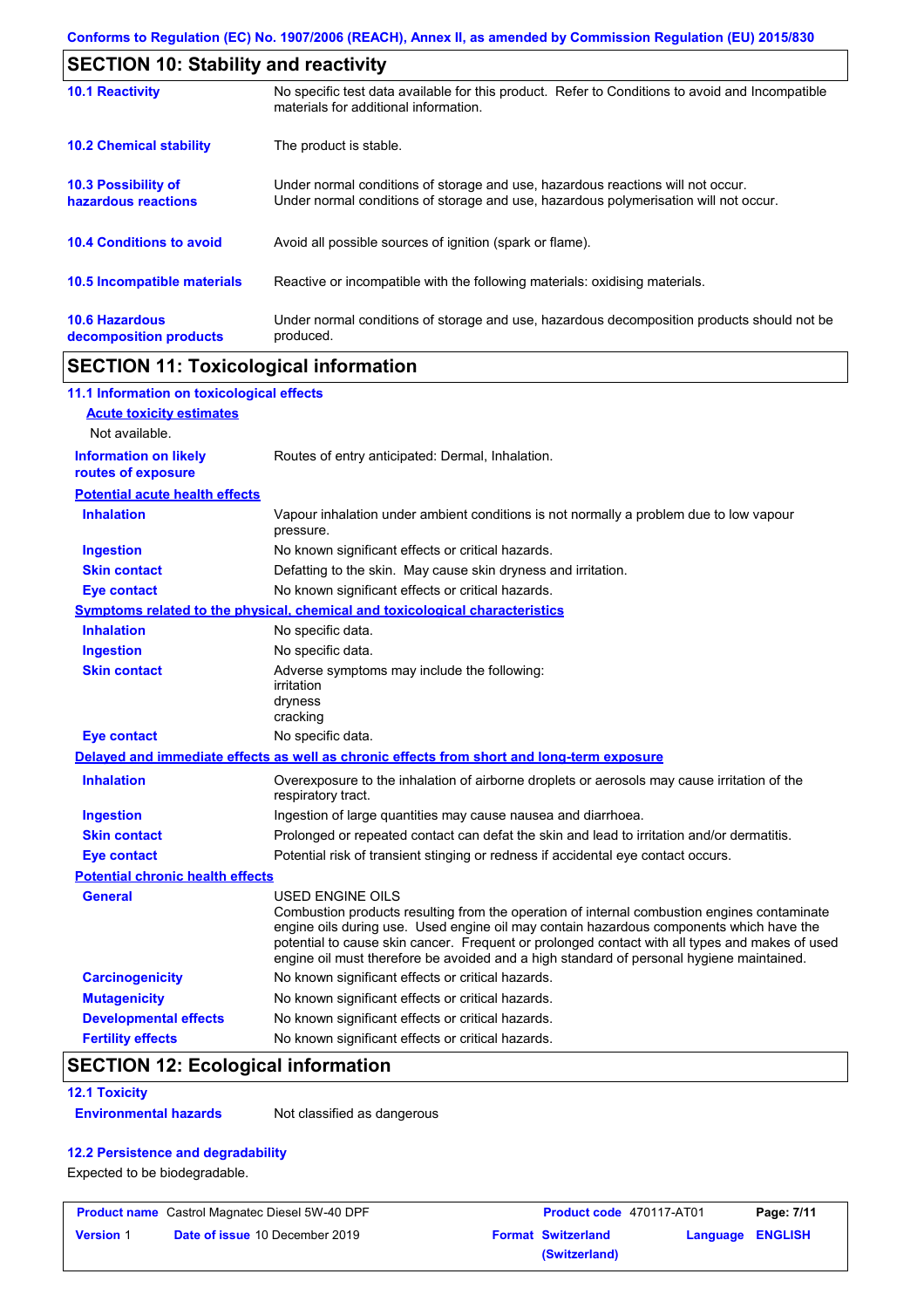## SECTION 10: Stability and reactivity

| | |
|---|---|
| **10.1 Reactivity** | No specific test data available for this product. Refer to Conditions to avoid and Incompatible materials for additional information. |
| **10.2 Chemical stability** | The product is stable. |
| **10.3 Possibility of hazardous reactions** | Under normal conditions of storage and use, hazardous reactions will not occur. Under normal conditions of storage and use, hazardous polymerisation will not occur. |
| **10.4 Conditions to avoid** | Avoid all possible sources of ignition (spark or flame). |
| **10.5 Incompatible materials** | Reactive or incompatible with the following materials: oxidising materials. |
| **10.6 Hazardous decomposition products** | Under normal conditions of storage and use, hazardous decomposition products should not be produced. |

## SECTION 11: Toxicological information

### 11.1 Information on toxicological effects

**Acute toxicity estimates**

Not available.

**Information on likely routes of exposure**: Routes of entry anticipated: Dermal, Inhalation.

**Potential acute health effects**

| | |
|---|---|
| **Inhalation** | Vapour inhalation under ambient conditions is not normally a problem due to low vapour pressure. |
| **Ingestion** | No known significant effects or critical hazards. |
| **Skin contact** | Defatting to the skin. May cause skin dryness and irritation. |
| **Eye contact** | No known significant effects or critical hazards. |

**Symptoms related to the physical, chemical and toxicological characteristics**

| | |
|---|---|
| **Inhalation** | No specific data. |
| **Ingestion** | No specific data. |
| **Skin contact** | Adverse symptoms may include the following: irritation dryness cracking |
| **Eye contact** | No specific data. |

**Delayed and immediate effects as well as chronic effects from short and long-term exposure**

| | |
|---|---|
| **Inhalation** | Overexposure to the inhalation of airborne droplets or aerosols may cause irritation of the respiratory tract. |
| **Ingestion** | Ingestion of large quantities may cause nausea and diarrhoea. |
| **Skin contact** | Prolonged or repeated contact can defat the skin and lead to irritation and/or dermatitis. |
| **Eye contact** | Potential risk of transient stinging or redness if accidental eye contact occurs. |

**Potential chronic health effects**

| | |
|---|---|
| **General** | USED ENGINE OILS Combustion products resulting from the operation of internal combustion engines contaminate engine oils during use. Used engine oil may contain hazardous components which have the potential to cause skin cancer. Frequent or prolonged contact with all types and makes of used engine oil must therefore be avoided and a high standard of personal hygiene maintained. |
| **Carcinogenicity** | No known significant effects or critical hazards. |
| **Mutagenicity** | No known significant effects or critical hazards. |
| **Developmental effects** | No known significant effects or critical hazards. |
| **Fertility effects** | No known significant effects or critical hazards. |

## SECTION 12: Ecological information

### 12.1 Toxicity

**Environmental hazards**: Not classified as dangerous

### 12.2 Persistence and degradability

Expected to be biodegradable.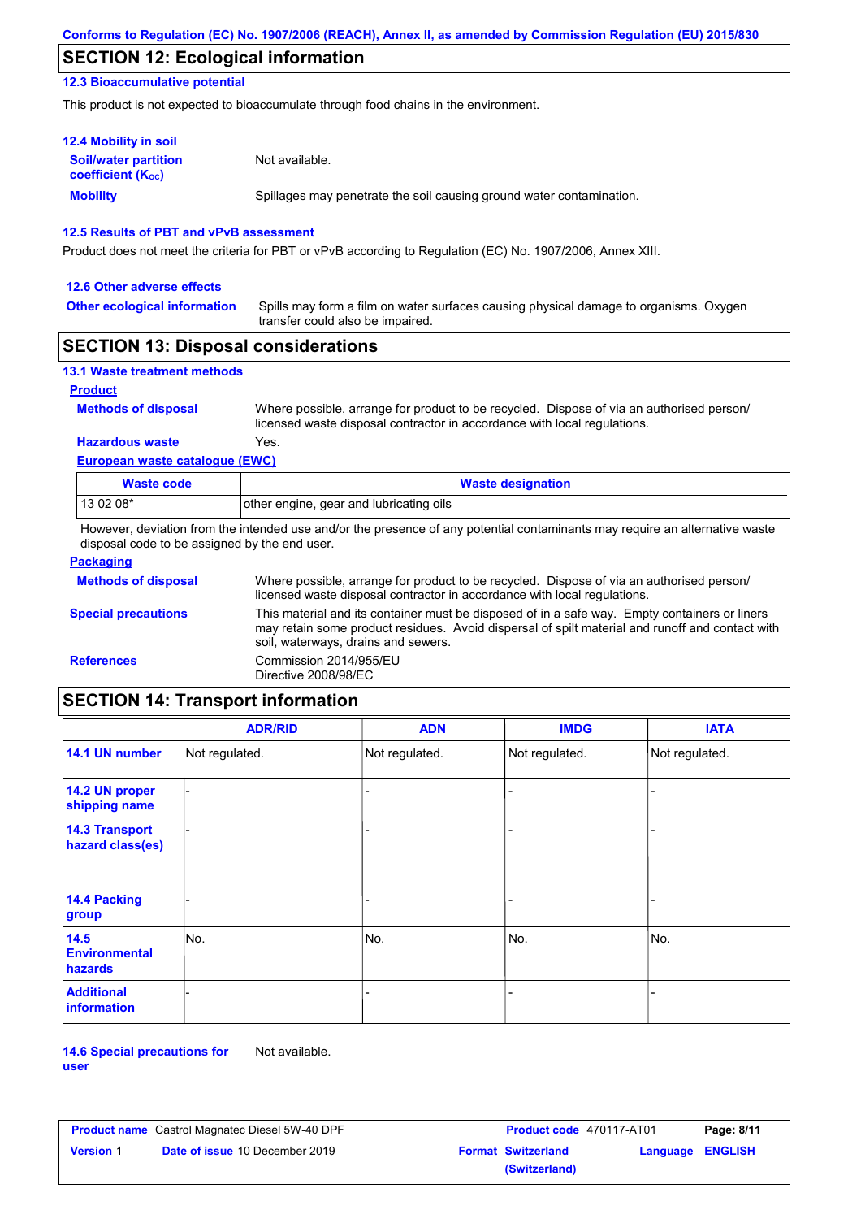Conforms to Regulation (EC) No. 1907/2006 (REACH), Annex II, as amended by Commission Regulation (EU) 2015/830

## SECTION 12: Ecological information

### 12.3 Bioaccumulative potential

This product is not expected to bioaccumulate through food chains in the environment.

### 12.4 Mobility in soil

**Soil/water partition coefficient ($K_{OC}$)**: Not available.

**Mobility**: Spillages may penetrate the soil causing ground water contamination.

### 12.5 Results of PBT and vPvB assessment

Product does not meet the criteria for PBT or vPvB according to Regulation (EC) No. 1907/2006, Annex XIII.

### 12.6 Other adverse effects

**Other ecological information**: Spills may form a film on water surfaces causing physical damage to organisms. Oxygen transfer could also be impaired.

## SECTION 13: Disposal considerations

### 13.1 Waste treatment methods

**Product**

**Methods of disposal**: Where possible, arrange for product to be recycled. Dispose of via an authorised person/ licensed waste disposal contractor in accordance with local regulations.

**Hazardous waste**: Yes.

**European waste catalogue (EWC)**

| Waste code | Waste designation |
|---|---|
| 13 02 08* | other engine, gear and lubricating oils |

However, deviation from the intended use and/or the presence of any potential contaminants may require an alternative waste disposal code to be assigned by the end user.

**Packaging**

**Methods of disposal**: Where possible, arrange for product to be recycled. Dispose of via an authorised person/ licensed waste disposal contractor in accordance with local regulations.

**Special precautions**: This material and its container must be disposed of in a safe way. Empty containers or liners may retain some product residues. Avoid dispersal of spilt material and runoff and contact with soil, waterways, drains and sewers.

**References**: Commission 2014/955/EU
Directive 2008/98/EC

## SECTION 14: Transport information

| | ADR/RID | ADN | IMDG | IATA |
|---|---|---|---|---|
| **14.1 UN number** | Not regulated. | Not regulated. | Not regulated. | Not regulated. |
| **14.2 UN proper shipping name** | - | - | - | - |
| **14.3 Transport hazard class(es)** | - | - | - | - |
| **14.4 Packing group** | - | - | - | - |
| **14.5 Environmental hazards** | No. | No. | No. | No. |
| **Additional information** | - | - | - | - |

**14.6 Special precautions for user**: Not available.

| **Product name** Castrol Magnatec Diesel 5W-40 DPF | **Product code** 470117-AT01 | |
|---|---|---|
| **Version** 1 **Date of issue** 10 December 2019 | **Format** Switzerland (Switzerland) | **Language** ENGLISH |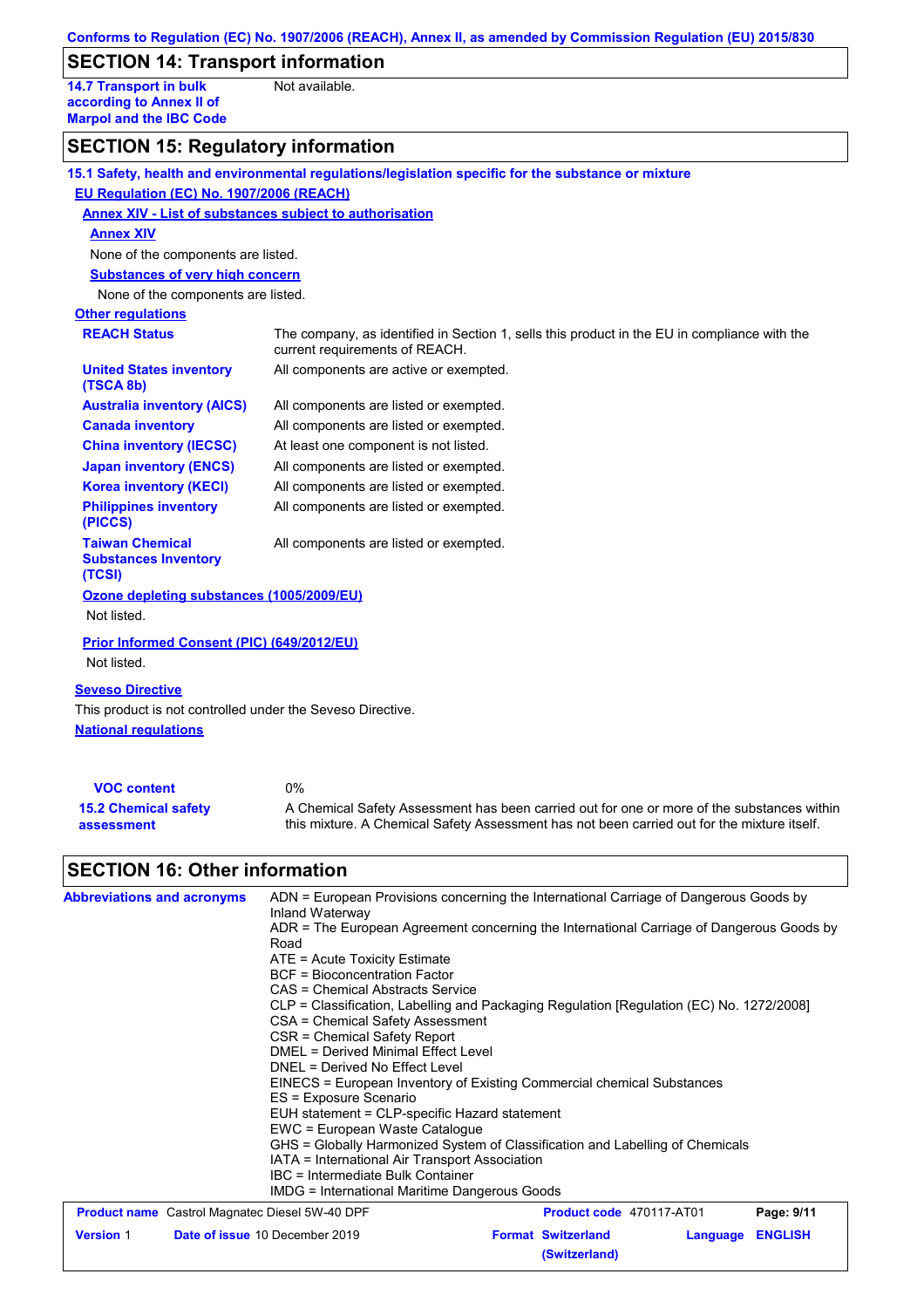## SECTION 14: Transport information

| | |
|---|---|
| **14.7 Transport in bulk according to Annex II of Marpol and the IBC Code** | Not available. |

## SECTION 15: Regulatory information

**15.1 Safety, health and environmental regulations/legislation specific for the substance or mixture**

**EU Regulation (EC) No. 1907/2006 (REACH)**

**Annex XIV - List of substances subject to authorisation**

**Annex XIV**

None of the components are listed.

**Substances of very high concern**

None of the components are listed.

**Other regulations**

| | |
|---|---|
| **REACH Status** | The company, as identified in Section 1, sells this product in the EU in compliance with the current requirements of REACH. |
| **United States inventory (TSCA 8b)** | All components are active or exempted. |
| **Australia inventory (AICS)** | All components are listed or exempted. |
| **Canada inventory** | All components are listed or exempted. |
| **China inventory (IECSC)** | At least one component is not listed. |
| **Japan inventory (ENCS)** | All components are listed or exempted. |
| **Korea inventory (KECI)** | All components are listed or exempted. |
| **Philippines inventory (PICCS)** | All components are listed or exempted. |
| **Taiwan Chemical Substances Inventory (TCSI)** | All components are listed or exempted. |

**Ozone depleting substances (1005/2009/EU)**

Not listed.

**Prior Informed Consent (PIC) (649/2012/EU)**

Not listed.

**Seveso Directive**

This product is not controlled under the Seveso Directive.

**National regulations**

| | |
|---|---|
| **VOC content** | 0% |
| **15.2 Chemical safety assessment** | A Chemical Safety Assessment has been carried out for one or more of the substances within this mixture. A Chemical Safety Assessment has not been carried out for the mixture itself. |

## SECTION 16: Other information

**Abbreviations and acronyms**

ADN = European Provisions concerning the International Carriage of Dangerous Goods by Inland Waterway
ADR = The European Agreement concerning the International Carriage of Dangerous Goods by Road
ATE = Acute Toxicity Estimate
BCF = Bioconcentration Factor
CAS = Chemical Abstracts Service
CLP = Classification, Labelling and Packaging Regulation [Regulation (EC) No. 1272/2008]
CSA = Chemical Safety Assessment
CSR = Chemical Safety Report
DMEL = Derived Minimal Effect Level
DNEL = Derived No Effect Level
EINECS = European Inventory of Existing Commercial chemical Substances
ES = Exposure Scenario
EUH statement = CLP-specific Hazard statement
EWC = European Waste Catalogue
GHS = Globally Harmonized System of Classification and Labelling of Chemicals
IATA = International Air Transport Association
IBC = Intermediate Bulk Container
IMDG = International Maritime Dangerous Goods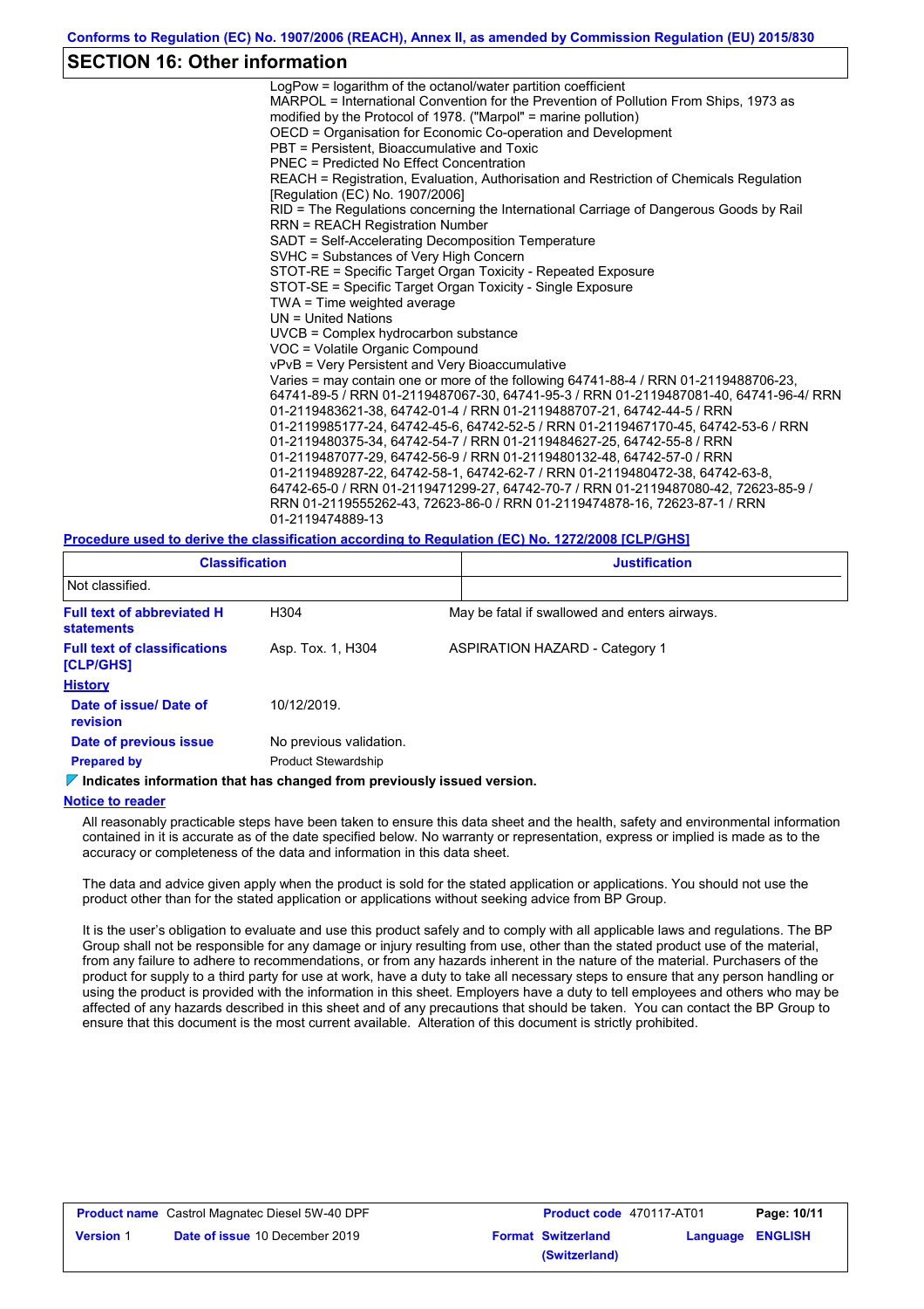## SECTION 16: Other information

LogPow = logarithm of the octanol/water partition coefficient
MARPOL = International Convention for the Prevention of Pollution From Ships, 1973 as modified by the Protocol of 1978. ("Marpol" = marine pollution)
OECD = Organisation for Economic Co-operation and Development
PBT = Persistent, Bioaccumulative and Toxic
PNEC = Predicted No Effect Concentration
REACH = Registration, Evaluation, Authorisation and Restriction of Chemicals Regulation [Regulation (EC) No. 1907/2006]
RID = The Regulations concerning the International Carriage of Dangerous Goods by Rail
RRN = REACH Registration Number
SADT = Self-Accelerating Decomposition Temperature
SVHC = Substances of Very High Concern
STOT-RE = Specific Target Organ Toxicity - Repeated Exposure
STOT-SE = Specific Target Organ Toxicity - Single Exposure
TWA = Time weighted average
UN = United Nations
UVCB = Complex hydrocarbon substance
VOC = Volatile Organic Compound
vPvB = Very Persistent and Very Bioaccumulative
Varies = may contain one or more of the following 64741-88-4 / RRN 01-2119488706-23, 64741-89-5 / RRN 01-2119487067-30, 64741-95-3 / RRN 01-2119487081-40, 64741-96-4/ RRN 01-2119483621-38, 64742-01-4 / RRN 01-2119488707-21, 64742-44-5 / RRN 01-2119985177-24, 64742-45-6, 64742-52-5 / RRN 01-2119467170-45, 64742-53-6 / RRN 01-2119480375-34, 64742-54-7 / RRN 01-2119484627-25, 64742-55-8 / RRN 01-2119487077-29, 64742-56-9 / RRN 01-2119480132-48, 64742-57-0 / RRN 01-2119489287-22, 64742-58-1, 64742-62-7 / RRN 01-2119480472-38, 64742-63-8, 64742-65-0 / RRN 01-2119471299-27, 64742-70-7 / RRN 01-2119487080-42, 72623-85-9 / RRN 01-2119555262-43, 72623-86-0 / RRN 01-2119474878-16, 72623-87-1 / RRN 01-2119474889-13

**Procedure used to derive the classification according to Regulation (EC) No. 1272/2008 [CLP/GHS]**

| Classification | Justification |
|---|---|
| Not classified. | |

**Full text of abbreviated H statements** — H304 — May be fatal if swallowed and enters airways.

**Full text of classifications [CLP/GHS]** — Asp. Tox. 1, H304 — ASPIRATION HAZARD - Category 1

**History**

**Date of issue/ Date of revision** — 10/12/2019.

**Date of previous issue** — No previous validation.

**Prepared by** — Product Stewardship

**Indicates information that has changed from previously issued version.**

**Notice to reader**

All reasonably practicable steps have been taken to ensure this data sheet and the health, safety and environmental information contained in it is accurate as of the date specified below. No warranty or representation, express or implied is made as to the accuracy or completeness of the data and information in this data sheet.

The data and advice given apply when the product is sold for the stated application or applications. You should not use the product other than for the stated application or applications without seeking advice from BP Group.

It is the user's obligation to evaluate and use this product safely and to comply with all applicable laws and regulations. The BP Group shall not be responsible for any damage or injury resulting from use, other than the stated product use of the material, from any failure to adhere to recommendations, or from any hazards inherent in the nature of the material. Purchasers of the product for supply to a third party for use at work, have a duty to take all necessary steps to ensure that any person handling or using the product is provided with the information in this sheet. Employers have a duty to tell employees and others who may be affected of any hazards described in this sheet and of any precautions that should be taken. You can contact the BP Group to ensure that this document is the most current available. Alteration of this document is strictly prohibited.